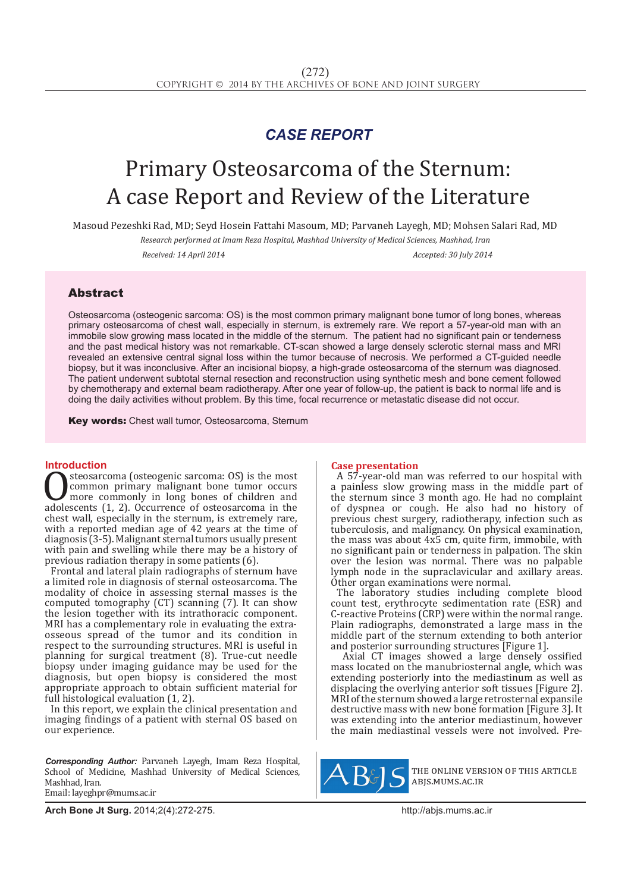*CASE REPORT*

# Primary Osteosarcoma of the Sternum: A case Report and Review of the Literature

Masoud Pezeshki Rad, MD; Seyd Hosein Fattahi Masoum, MD; Parvaneh Layegh, MD; Mohsen Salari Rad, MD

*Research performed at Imam Reza Hospital, Mashhad University of Medical Sciences, Mashhad, Iran*

*Received: 14 April 2014* *Accepted: 30 July 2014*

## Abstract

Osteosarcoma (osteogenic sarcoma: OS) is the most common primary malignant bone tumor of long bones, whereas primary osteosarcoma of chest wall, especially in sternum, is extremely rare. We report a 57-year-old man with an immobile slow growing mass located in the middle of the sternum. The patient had no significant pain or tenderness and the past medical history was not remarkable. CT-scan showed a large densely sclerotic sternal mass and MRI revealed an extensive central signal loss within the tumor because of necrosis. We performed a CT-guided needle biopsy, but it was inconclusive. After an incisional biopsy, a high-grade osteosarcoma of the sternum was diagnosed. The patient underwent subtotal sternal resection and reconstruction using synthetic mesh and bone cement followed by chemotherapy and external beam radiotherapy. After one year of follow-up, the patient is back to normal life and is doing the daily activities without problem. By this time, focal recurrence or metastatic disease did not occur.

**Key words:** Chest wall tumor, Osteosarcoma, Sternum

## Introduction

Osteosarcoma (osteogenic sarcoma: OS) is the most common primary malignant bone tumor occurs more commonly in long bones of children and adolescents (1, 2). Occurrence of osteosarcoma in the chest wall, especially in the sternum, is extremely rare, with a reported median age of 42 years at the time of diagnosis (3-5). Malignant sternal tumors usually present with pain and swelling while there may be a history of previous radiation therapy in some patients (6).

Frontal and lateral plain radiographs of sternum have a limited role in diagnosis of sternal osteosarcoma. The modality of choice in assessing sternal masses is the computed tomography (CT) scanning (7). It can show the lesion together with its intrathoracic component. MRI has a complementary role in evaluating the extra-osseous spread of the tumor and its condition in respect to the surrounding structures. MRI is useful in planning for surgical treatment (8). True-cut needle biopsy under imaging guidance may be used for the diagnosis, but open biopsy is considered the most appropriate approach to obtain sufficient material for full histological evaluation (1, 2).

In this report, we explain the clinical presentation and imaging findings of a patient with sternal OS based on our experience.

## Case presentation

A 57-year-old man was referred to our hospital with a painless slow growing mass in the middle part of the sternum since 3 month ago. He had no complaint of dyspnea or cough. He also had no history of previous chest surgery, radiotherapy, infection such as tuberculosis, and malignancy. On physical examination, the mass was about 4x5 cm, quite firm, immobile, with no significant pain or tenderness in palpation. The skin over the lesion was normal. There was no palpable lymph node in the supraclavicular and axillary areas. Other organ examinations were normal.

The laboratory studies including complete blood count test, erythrocyte sedimentation rate (ESR) and C-reactive Proteins (CRP) were within the normal range. Plain radiographs, demonstrated a large mass in the middle part of the sternum extending to both anterior and posterior surrounding structures [Figure 1].

Axial CT images showed a large densely ossified mass located on the manubriosternal angle, which was extending posteriorly into the mediastinum as well as displacing the overlying anterior soft tissues [Figure 2]. MRI of the sternum showed a large retrosternal expansile destructive mass with new bone formation [Figure 3]. It was extending into the anterior mediastinum, however the main mediastinal vessels were not involved. Pre-

*Corresponding Author:* Parvaneh Layegh, Imam Reza Hospital, School of Medicine, Mashhad University of Medical Sciences, Mashhad, Iran.
Email: layeghpr@mums.ac.ir

THE ONLINE VERSION OF THIS ARTICLE ABJS.MUMS.AC.IR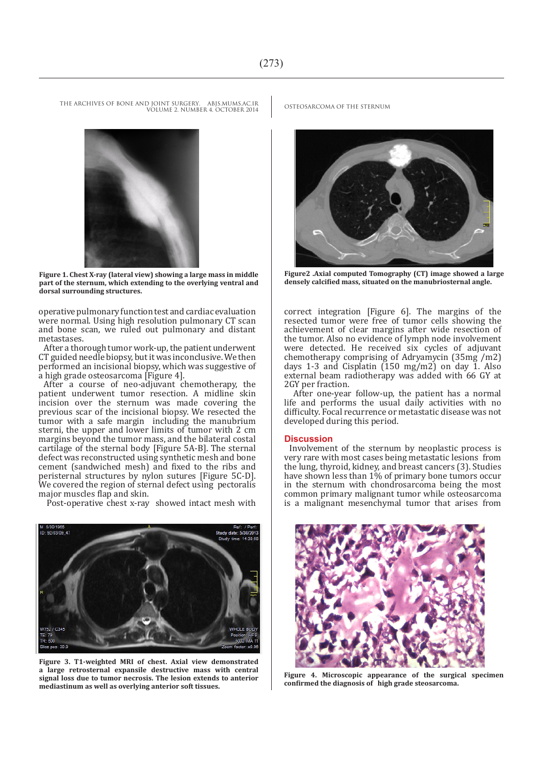Figure 1. Chest X-ray (lateral view) showing a large mass in middle part of the sternum, which extending to the overlying ventral and dorsal surrounding structures.

operative pulmonary function test and cardiac evaluation were normal. Using high resolution pulmonary CT scan and bone scan, we ruled out pulmonary and distant metastases.

After a thorough tumor work-up, the patient underwent CT guided needle biopsy, but it was inconclusive. We then performed an incisional biopsy, which was suggestive of a high grade osteosarcoma [Figure 4].

After a course of neo-adjuvant chemotherapy, the patient underwent tumor resection. A midline skin incision over the sternum was made covering the previous scar of the incisional biopsy. We resected the tumor with a safe margin including the manubrium sterni, the upper and lower limits of tumor with 2 cm margins beyond the tumor mass, and the bilateral costal cartilage of the sternal body [Figure 5A-B]. The sternal defect was reconstructed using synthetic mesh and bone cement (sandwiched mesh) and fixed to the ribs and peristernal structures by nylon sutures [Figure 5C-D]. We covered the region of sternal defect using pectoralis major muscles flap and skin.

Post-operative chest x-ray showed intact mesh with

Figure 3. T1-weighted MRI of chest. Axial view demonstrated a large retrosternal expansile destructive mass with central signal loss due to tumor necrosis. The lesion extends to anterior mediastinum as well as overlying anterior soft tissues.

Figure2 .Axial computed Tomography (CT) image showed a large densely calcified mass, situated on the manubriosternal angle.

correct integration [Figure 6]. The margins of the resected tumor were free of tumor cells showing the achievement of clear margins after wide resection of the tumor. Also no evidence of lymph node involvement were detected. He received six cycles of adjuvant chemotherapy comprising of Adryamycin (35mg /m2) days 1-3 and Cisplatin (150 mg/m2) on day 1. Also external beam radiotherapy was added with 66 GY at 2GY per fraction.

After one-year follow-up, the patient has a normal life and performs the usual daily activities with no difficulty. Focal recurrence or metastatic disease was not developed during this period.

## Discussion

Involvement of the sternum by neoplastic process is very rare with most cases being metastatic lesions from the lung, thyroid, kidney, and breast cancers (3). Studies have shown less than 1% of primary bone tumors occur in the sternum with chondrosarcoma being the most common primary malignant tumor while osteosarcoma is a malignant mesenchymal tumor that arises from

Figure 4. Microscopic appearance of the surgical specimen confirmed the diagnosis of high grade steosarcoma.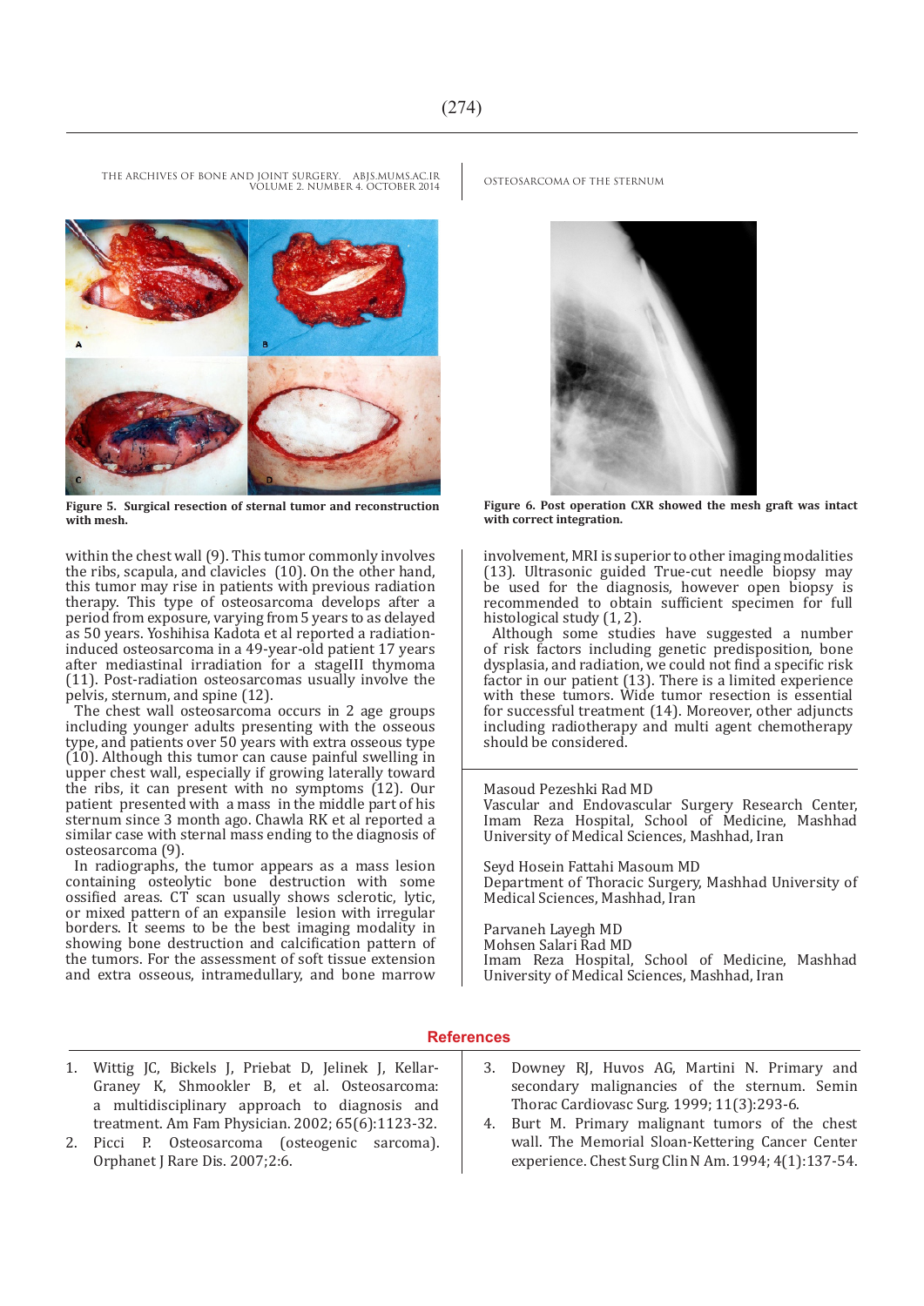Figure 5. Surgical resection of sternal tumor and reconstruction with mesh.

Figure 6. Post operation CXR showed the mesh graft was intact with correct integration.

within the chest wall (9). This tumor commonly involves the ribs, scapula, and clavicles (10). On the other hand, this tumor may rise in patients with previous radiation therapy. This type of osteosarcoma develops after a period from exposure, varying from 5 years to as delayed as 50 years. Yoshihisa Kadota et al reported a radiation-induced osteosarcoma in a 49-year-old patient 17 years after mediastinal irradiation for a stageIII thymoma (11). Post-radiation osteosarcomas usually involve the pelvis, sternum, and spine (12).

The chest wall osteosarcoma occurs in 2 age groups including younger adults presenting with the osseous type, and patients over 50 years with extra osseous type (10). Although this tumor can cause painful swelling in upper chest wall, especially if growing laterally toward the ribs, it can present with no symptoms (12). Our patient presented with a mass in the middle part of his sternum since 3 month ago. Chawla RK et al reported a similar case with sternal mass ending to the diagnosis of osteosarcoma (9).

In radiographs, the tumor appears as a mass lesion containing osteolytic bone destruction with some ossified areas. CT scan usually shows sclerotic, lytic, or mixed pattern of an expansile lesion with irregular borders. It seems to be the best imaging modality in showing bone destruction and calcification pattern of the tumors. For the assessment of soft tissue extension and extra osseous, intramedullary, and bone marrow involvement, MRI is superior to other imaging modalities (13). Ultrasonic guided True-cut needle biopsy may be used for the diagnosis, however open biopsy is recommended to obtain sufficient specimen for full histological study (1, 2).

Although some studies have suggested a number of risk factors including genetic predisposition, bone dysplasia, and radiation, we could not find a specific risk factor in our patient (13). There is a limited experience with these tumors. Wide tumor resection is essential for successful treatment (14). Moreover, other adjuncts including radiotherapy and multi agent chemotherapy should be considered.

Masoud Pezeshki Rad MD
Vascular and Endovascular Surgery Research Center, Imam Reza Hospital, School of Medicine, Mashhad University of Medical Sciences, Mashhad, Iran

Seyd Hosein Fattahi Masoum MD
Department of Thoracic Surgery, Mashhad University of Medical Sciences, Mashhad, Iran

Parvaneh Layegh MD
Mohsen Salari Rad MD
Imam Reza Hospital, School of Medicine, Mashhad University of Medical Sciences, Mashhad, Iran

## References

1. Wittig JC, Bickels J, Priebat D, Jelinek J, Kellar-Graney K, Shmookler B, et al. Osteosarcoma: a multidisciplinary approach to diagnosis and treatment. Am Fam Physician. 2002; 65(6):1123-32.
2. Picci P. Osteosarcoma (osteogenic sarcoma). Orphanet J Rare Dis. 2007;2:6.
3. Downey RJ, Huvos AG, Martini N. Primary and secondary malignancies of the sternum. Semin Thorac Cardiovasc Surg. 1999; 11(3):293-6.
4. Burt M. Primary malignant tumors of the chest wall. The Memorial Sloan-Kettering Cancer Center experience. Chest Surg Clin N Am. 1994; 4(1):137-54.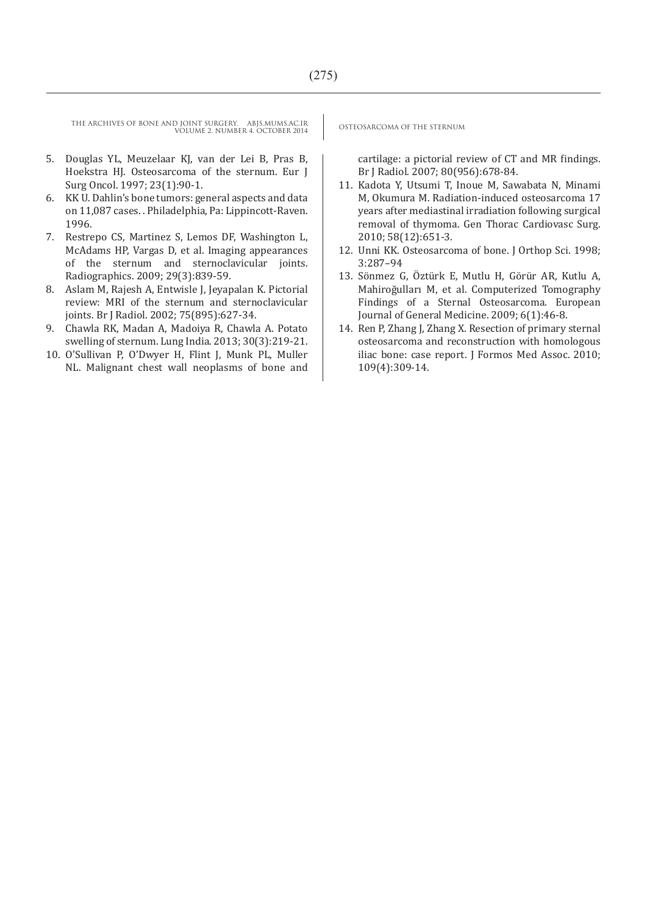5. Douglas YL, Meuzelaar KJ, van der Lei B, Pras B, Hoekstra HJ. Osteosarcoma of the sternum. Eur J Surg Oncol. 1997; 23(1):90-1.
6. KK U. Dahlin's bone tumors: general aspects and data on 11,087 cases. . Philadelphia, Pa: Lippincott-Raven. 1996.
7. Restrepo CS, Martinez S, Lemos DF, Washington L, McAdams HP, Vargas D, et al. Imaging appearances of the sternum and sternoclavicular joints. Radiographics. 2009; 29(3):839-59.
8. Aslam M, Rajesh A, Entwisle J, Jeyapalan K. Pictorial review: MRI of the sternum and sternoclavicular joints. Br J Radiol. 2002; 75(895):627-34.
9. Chawla RK, Madan A, Madoiya R, Chawla A. Potato swelling of sternum. Lung India. 2013; 30(3):219-21.
10. O'Sullivan P, O'Dwyer H, Flint J, Munk PL, Muller NL. Malignant chest wall neoplasms of bone and cartilage: a pictorial review of CT and MR findings. Br J Radiol. 2007; 80(956):678-84.
11. Kadota Y, Utsumi T, Inoue M, Sawabata N, Minami M, Okumura M. Radiation-induced osteosarcoma 17 years after mediastinal irradiation following surgical removal of thymoma. Gen Thorac Cardiovasc Surg. 2010; 58(12):651-3.
12. Unni KK. Osteosarcoma of bone. J Orthop Sci. 1998; 3:287–94
13. Sönmez G, Öztürk E, Mutlu H, Görür AR, Kutlu A, Mahiroğulları M, et al. Computerized Tomography Findings of a Sternal Osteosarcoma. European Journal of General Medicine. 2009; 6(1):46-8.
14. Ren P, Zhang J, Zhang X. Resection of primary sternal osteosarcoma and reconstruction with homologous iliac bone: case report. J Formos Med Assoc. 2010; 109(4):309-14.